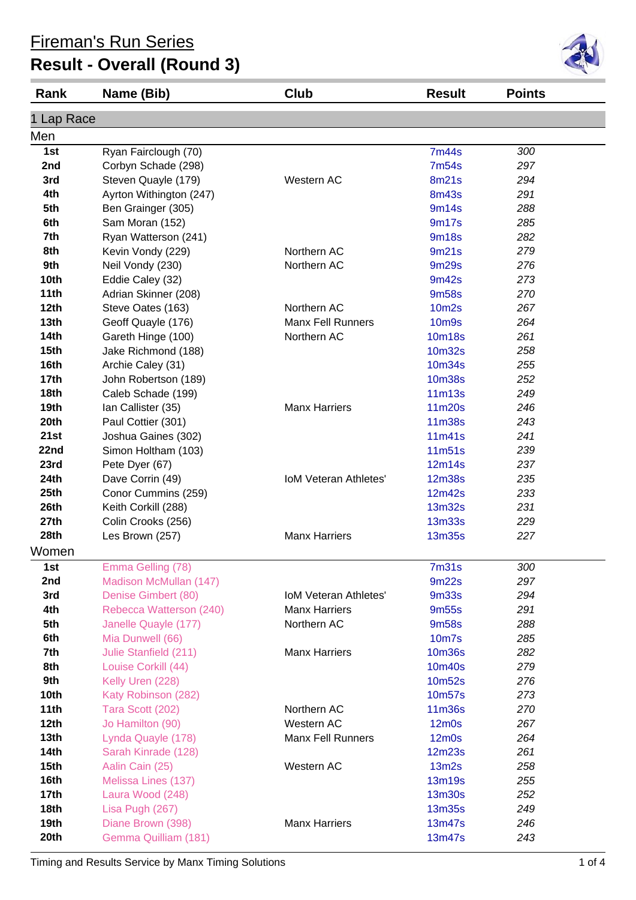# Fireman's Run Series

## Result - Overall (Round 3)

| Rank | Name (Bib) | Club | Result | Points |
|---|---|---|---|---|
| **1 Lap Race** | | | | |
| **Men** | | | | |
| 1st | Ryan Fairclough (70) | | 7m44s | 300 |
| 2nd | Corbyn Schade (298) | | 7m54s | 297 |
| 3rd | Steven Quayle (179) | Western AC | 8m21s | 294 |
| 4th | Ayrton Withington (247) | | 8m43s | 291 |
| 5th | Ben Grainger (305) | | 9m14s | 288 |
| 6th | Sam Moran (152) | | 9m17s | 285 |
| 7th | Ryan Watterson (241) | | 9m18s | 282 |
| 8th | Kevin Vondy (229) | Northern AC | 9m21s | 279 |
| 9th | Neil Vondy (230) | Northern AC | 9m29s | 276 |
| 10th | Eddie Caley (32) | | 9m42s | 273 |
| 11th | Adrian Skinner (208) | | 9m58s | 270 |
| 12th | Steve Oates (163) | Northern AC | 10m2s | 267 |
| 13th | Geoff Quayle (176) | Manx Fell Runners | 10m9s | 264 |
| 14th | Gareth Hinge (100) | Northern AC | 10m18s | 261 |
| 15th | Jake Richmond (188) | | 10m32s | 258 |
| 16th | Archie Caley (31) | | 10m34s | 255 |
| 17th | John Robertson (189) | | 10m38s | 252 |
| 18th | Caleb Schade (199) | | 11m13s | 249 |
| 19th | Ian Callister (35) | Manx Harriers | 11m20s | 246 |
| 20th | Paul Cottier (301) | | 11m38s | 243 |
| 21st | Joshua Gaines (302) | | 11m41s | 241 |
| 22nd | Simon Holtham (103) | | 11m51s | 239 |
| 23rd | Pete Dyer (67) | | 12m14s | 237 |
| 24th | Dave Corrin (49) | IoM Veteran Athletes' | 12m38s | 235 |
| 25th | Conor Cummins (259) | | 12m42s | 233 |
| 26th | Keith Corkill (288) | | 13m32s | 231 |
| 27th | Colin Crooks (256) | | 13m33s | 229 |
| 28th | Les Brown (257) | Manx Harriers | 13m35s | 227 |
| **Women** | | | | |
| 1st | Emma Gelling (78) | | 7m31s | 300 |
| 2nd | Madison McMullan (147) | | 9m22s | 297 |
| 3rd | Denise Gimbert (80) | IoM Veteran Athletes' | 9m33s | 294 |
| 4th | Rebecca Watterson (240) | Manx Harriers | 9m55s | 291 |
| 5th | Janelle Quayle (177) | Northern AC | 9m58s | 288 |
| 6th | Mia Dunwell (66) | | 10m7s | 285 |
| 7th | Julie Stanfield (211) | Manx Harriers | 10m36s | 282 |
| 8th | Louise Corkill (44) | | 10m40s | 279 |
| 9th | Kelly Uren (228) | | 10m52s | 276 |
| 10th | Katy Robinson (282) | | 10m57s | 273 |
| 11th | Tara Scott (202) | Northern AC | 11m36s | 270 |
| 12th | Jo Hamilton (90) | Western AC | 12m0s | 267 |
| 13th | Lynda Quayle (178) | Manx Fell Runners | 12m0s | 264 |
| 14th | Sarah Kinrade (128) | | 12m23s | 261 |
| 15th | Aalin Cain (25) | Western AC | 13m2s | 258 |
| 16th | Melissa Lines (137) | | 13m19s | 255 |
| 17th | Laura Wood (248) | | 13m30s | 252 |
| 18th | Lisa Pugh (267) | | 13m35s | 249 |
| 19th | Diane Brown (398) | Manx Harriers | 13m47s | 246 |
| 20th | Gemma Quilliam (181) | | 13m47s | 243 |

Timing and Results Service by Manx Timing Solutions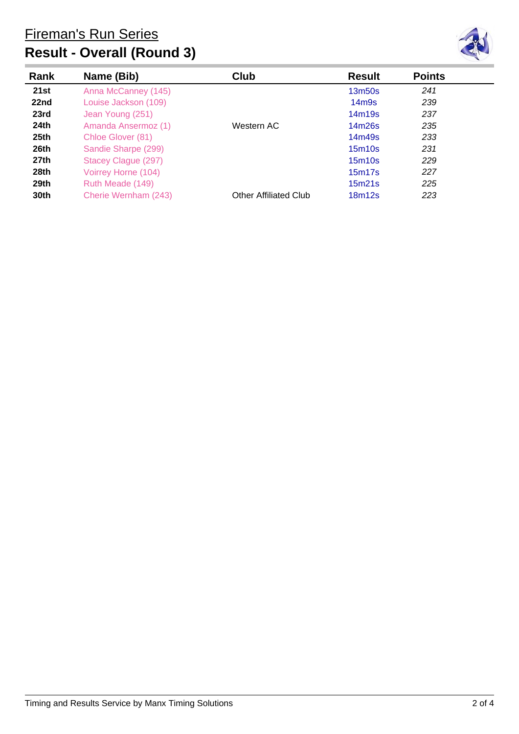# Fireman's Run Series

## Result - Overall (Round 3)

| Rank | Name (Bib) | Club | Result | Points |
|---|---|---|---|---|
| **21st** | Anna McCanney (145) | | 13m50s | *241* |
| **22nd** | Louise Jackson (109) | | 14m9s | *239* |
| **23rd** | Jean Young (251) | | 14m19s | *237* |
| **24th** | Amanda Ansermoz (1) | Western AC | 14m26s | *235* |
| **25th** | Chloe Glover (81) | | 14m49s | *233* |
| **26th** | Sandie Sharpe (299) | | 15m10s | *231* |
| **27th** | Stacey Clague (297) | | 15m10s | *229* |
| **28th** | Voirrey Horne (104) | | 15m17s | *227* |
| **29th** | Ruth Meade (149) | | 15m21s | *225* |
| **30th** | Cherie Wernham (243) | Other Affiliated Club | 18m12s | *223* |

Timing and Results Service by Manx Timing Solutions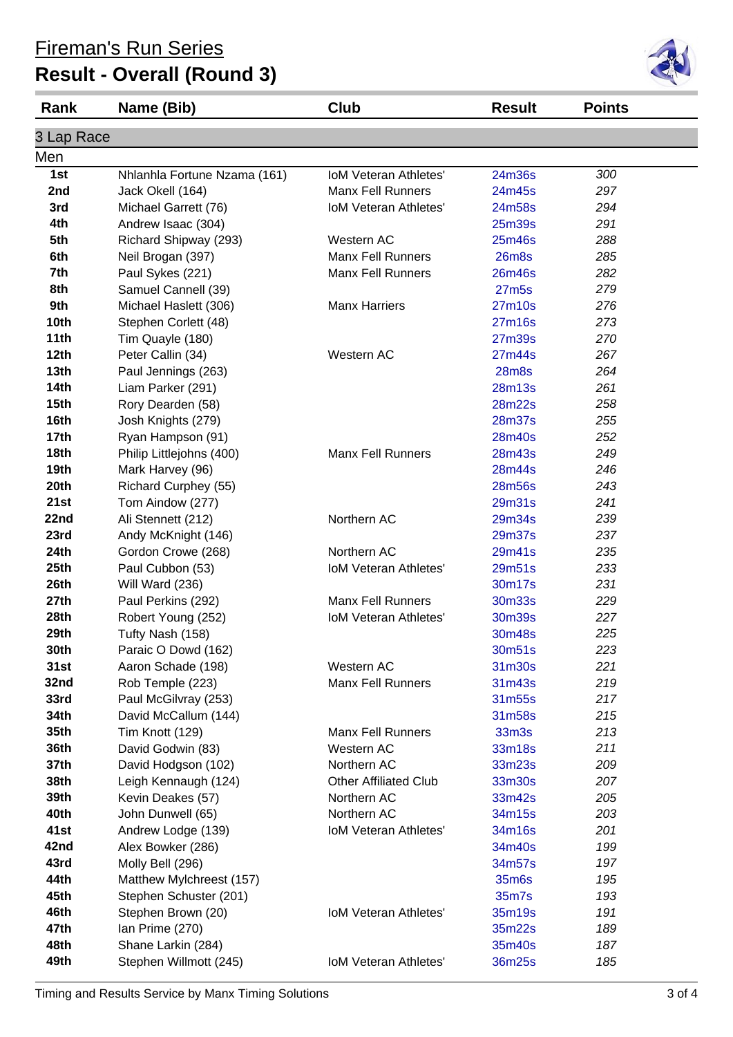# Fireman's Run Series

## Result - Overall (Round 3)

| Rank | Name (Bib) | Club | Result | Points |
|---|---|---|---|---|
| **3 Lap Race** | | | | |
| **Men** | | | | |
| 1st | Nhlanhla Fortune Nzama (161) | IoM Veteran Athletes' | 24m36s | 300 |
| 2nd | Jack Okell (164) | Manx Fell Runners | 24m45s | 297 |
| 3rd | Michael Garrett (76) | IoM Veteran Athletes' | 24m58s | 294 |
| 4th | Andrew Isaac (304) | | 25m39s | 291 |
| 5th | Richard Shipway (293) | Western AC | 25m46s | 288 |
| 6th | Neil Brogan (397) | Manx Fell Runners | 26m8s | 285 |
| 7th | Paul Sykes (221) | Manx Fell Runners | 26m46s | 282 |
| 8th | Samuel Cannell (39) | | 27m5s | 279 |
| 9th | Michael Haslett (306) | Manx Harriers | 27m10s | 276 |
| 10th | Stephen Corlett (48) | | 27m16s | 273 |
| 11th | Tim Quayle (180) | | 27m39s | 270 |
| 12th | Peter Callin (34) | Western AC | 27m44s | 267 |
| 13th | Paul Jennings (263) | | 28m8s | 264 |
| 14th | Liam Parker (291) | | 28m13s | 261 |
| 15th | Rory Dearden (58) | | 28m22s | 258 |
| 16th | Josh Knights (279) | | 28m37s | 255 |
| 17th | Ryan Hampson (91) | | 28m40s | 252 |
| 18th | Philip Littlejohns (400) | Manx Fell Runners | 28m43s | 249 |
| 19th | Mark Harvey (96) | | 28m44s | 246 |
| 20th | Richard Curphey (55) | | 28m56s | 243 |
| 21st | Tom Aindow (277) | | 29m31s | 241 |
| 22nd | Ali Stennett (212) | Northern AC | 29m34s | 239 |
| 23rd | Andy McKnight (146) | | 29m37s | 237 |
| 24th | Gordon Crowe (268) | Northern AC | 29m41s | 235 |
| 25th | Paul Cubbon (53) | IoM Veteran Athletes' | 29m51s | 233 |
| 26th | Will Ward (236) | | 30m17s | 231 |
| 27th | Paul Perkins (292) | Manx Fell Runners | 30m33s | 229 |
| 28th | Robert Young (252) | IoM Veteran Athletes' | 30m39s | 227 |
| 29th | Tufty Nash (158) | | 30m48s | 225 |
| 30th | Paraic O Dowd (162) | | 30m51s | 223 |
| 31st | Aaron Schade (198) | Western AC | 31m30s | 221 |
| 32nd | Rob Temple (223) | Manx Fell Runners | 31m43s | 219 |
| 33rd | Paul McGilvray (253) | | 31m55s | 217 |
| 34th | David McCallum (144) | | 31m58s | 215 |
| 35th | Tim Knott (129) | Manx Fell Runners | 33m3s | 213 |
| 36th | David Godwin (83) | Western AC | 33m18s | 211 |
| 37th | David Hodgson (102) | Northern AC | 33m23s | 209 |
| 38th | Leigh Kennaugh (124) | Other Affiliated Club | 33m30s | 207 |
| 39th | Kevin Deakes (57) | Northern AC | 33m42s | 205 |
| 40th | John Dunwell (65) | Northern AC | 34m15s | 203 |
| 41st | Andrew Lodge (139) | IoM Veteran Athletes' | 34m16s | 201 |
| 42nd | Alex Bowker (286) | | 34m40s | 199 |
| 43rd | Molly Bell (296) | | 34m57s | 197 |
| 44th | Matthew Mylchreest (157) | | 35m6s | 195 |
| 45th | Stephen Schuster (201) | | 35m7s | 193 |
| 46th | Stephen Brown (20) | IoM Veteran Athletes' | 35m19s | 191 |
| 47th | Ian Prime (270) | | 35m22s | 189 |
| 48th | Shane Larkin (284) | | 35m40s | 187 |
| 49th | Stephen Willmott (245) | IoM Veteran Athletes' | 36m25s | 185 |

Timing and Results Service by Manx Timing Solutions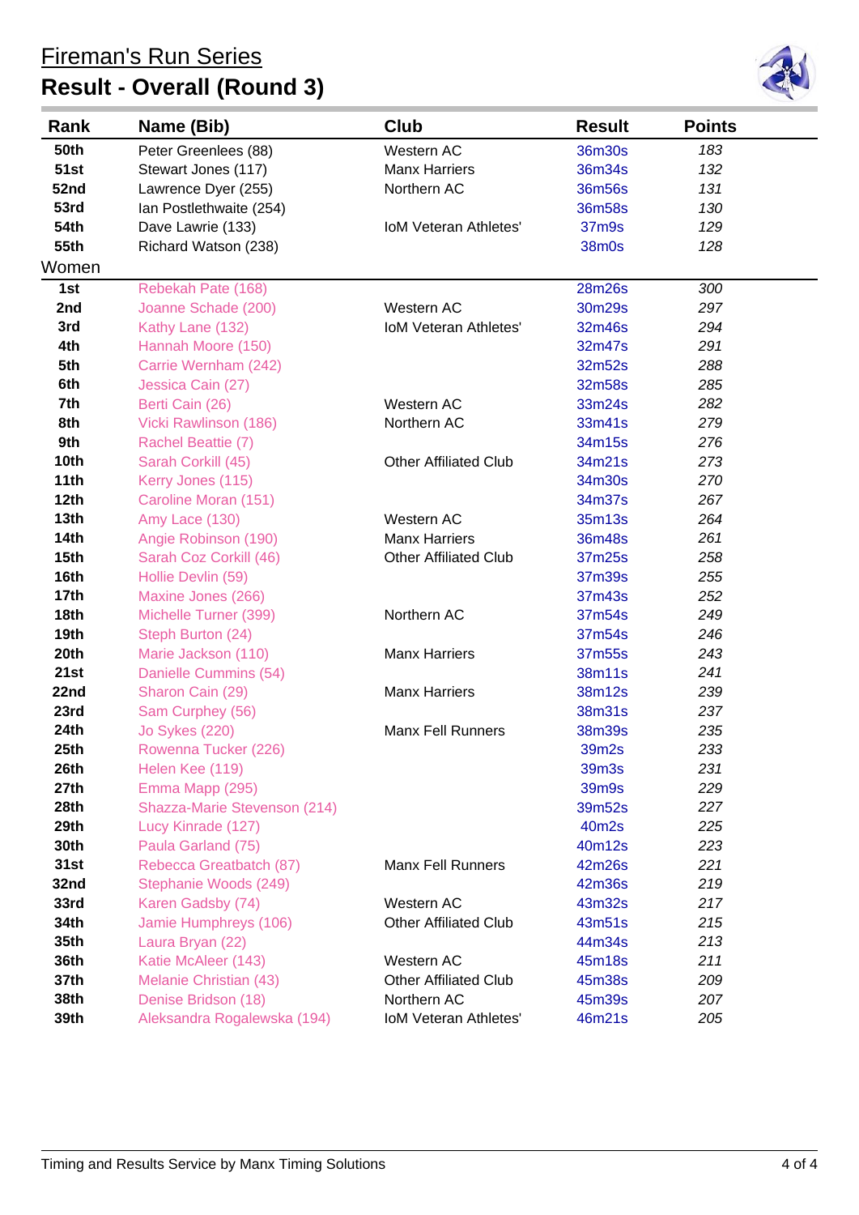# Fireman's Run Series

## Result - Overall (Round 3)

| Rank | Name (Bib) | Club | Result | Points |
|---|---|---|---|---|
| 50th | Peter Greenlees (88) | Western AC | 36m30s | 183 |
| 51st | Stewart Jones (117) | Manx Harriers | 36m34s | 132 |
| 52nd | Lawrence Dyer (255) | Northern AC | 36m56s | 131 |
| 53rd | Ian Postlethwaite (254) | | 36m58s | 130 |
| 54th | Dave Lawrie (133) | IoM Veteran Athletes' | 37m9s | 129 |
| 55th | Richard Watson (238) | | 38m0s | 128 |

### Women

| Rank | Name (Bib) | Club | Result | Points |
|---|---|---|---|---|
| 1st | Rebekah Pate (168) | | 28m26s | 300 |
| 2nd | Joanne Schade (200) | Western AC | 30m29s | 297 |
| 3rd | Kathy Lane (132) | IoM Veteran Athletes' | 32m46s | 294 |
| 4th | Hannah Moore (150) | | 32m47s | 291 |
| 5th | Carrie Wernham (242) | | 32m52s | 288 |
| 6th | Jessica Cain (27) | | 32m58s | 285 |
| 7th | Berti Cain (26) | Western AC | 33m24s | 282 |
| 8th | Vicki Rawlinson (186) | Northern AC | 33m41s | 279 |
| 9th | Rachel Beattie (7) | | 34m15s | 276 |
| 10th | Sarah Corkill (45) | Other Affiliated Club | 34m21s | 273 |
| 11th | Kerry Jones (115) | | 34m30s | 270 |
| 12th | Caroline Moran (151) | | 34m37s | 267 |
| 13th | Amy Lace (130) | Western AC | 35m13s | 264 |
| 14th | Angie Robinson (190) | Manx Harriers | 36m48s | 261 |
| 15th | Sarah Coz Corkill (46) | Other Affiliated Club | 37m25s | 258 |
| 16th | Hollie Devlin (59) | | 37m39s | 255 |
| 17th | Maxine Jones (266) | | 37m43s | 252 |
| 18th | Michelle Turner (399) | Northern AC | 37m54s | 249 |
| 19th | Steph Burton (24) | | 37m54s | 246 |
| 20th | Marie Jackson (110) | Manx Harriers | 37m55s | 243 |
| 21st | Danielle Cummins (54) | | 38m11s | 241 |
| 22nd | Sharon Cain (29) | Manx Harriers | 38m12s | 239 |
| 23rd | Sam Curphey (56) | | 38m31s | 237 |
| 24th | Jo Sykes (220) | Manx Fell Runners | 38m39s | 235 |
| 25th | Rowenna Tucker (226) | | 39m2s | 233 |
| 26th | Helen Kee (119) | | 39m3s | 231 |
| 27th | Emma Mapp (295) | | 39m9s | 229 |
| 28th | Shazza-Marie Stevenson (214) | | 39m52s | 227 |
| 29th | Lucy Kinrade (127) | | 40m2s | 225 |
| 30th | Paula Garland (75) | | 40m12s | 223 |
| 31st | Rebecca Greatbatch (87) | Manx Fell Runners | 42m26s | 221 |
| 32nd | Stephanie Woods (249) | | 42m36s | 219 |
| 33rd | Karen Gadsby (74) | Western AC | 43m32s | 217 |
| 34th | Jamie Humphreys (106) | Other Affiliated Club | 43m51s | 215 |
| 35th | Laura Bryan (22) | | 44m34s | 213 |
| 36th | Katie McAleer (143) | Western AC | 45m18s | 211 |
| 37th | Melanie Christian (43) | Other Affiliated Club | 45m38s | 209 |
| 38th | Denise Bridson (18) | Northern AC | 45m39s | 207 |
| 39th | Aleksandra Rogalewska (194) | IoM Veteran Athletes' | 46m21s | 205 |

Timing and Results Service by Manx Timing Solutions